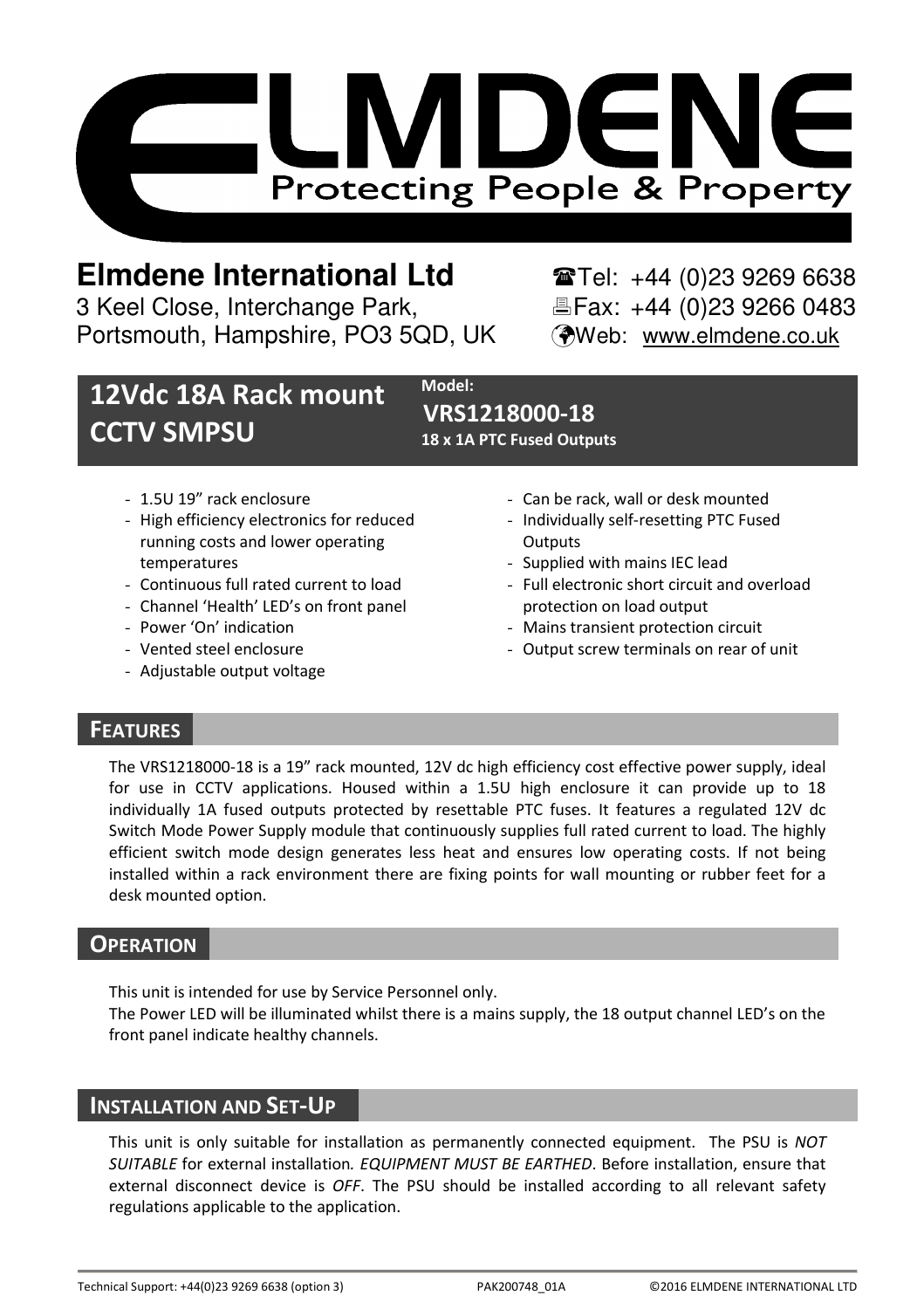# ELMDENE

Protecting People & Property

**Elmdene International Ltd**

3 Keel Close, Interchange Park,
Portsmouth, Hampshire, PO3 5QD, UK

☎Tel: +44 (0)23 9269 6638
🖷Fax: +44 (0)23 9266 0483
Web: www.elmdene.co.uk

## 12Vdc 18A Rack mount CCTV SMPSU

**Model:**
**VRS1218000-18**
**18 x 1A PTC Fused Outputs**

- 1.5U 19" rack enclosure
- High efficiency electronics for reduced running costs and lower operating temperatures
- Continuous full rated current to load
- Channel 'Health' LED's on front panel
- Power 'On' indication
- Vented steel enclosure
- Adjustable output voltage
- Can be rack, wall or desk mounted
- Individually self-resetting PTC Fused Outputs
- Supplied with mains IEC lead
- Full electronic short circuit and overload protection on load output
- Mains transient protection circuit
- Output screw terminals on rear of unit

## FEATURES

The VRS1218000-18 is a 19" rack mounted, 12V dc high efficiency cost effective power supply, ideal for use in CCTV applications. Housed within a 1.5U high enclosure it can provide up to 18 individually 1A fused outputs protected by resettable PTC fuses. It features a regulated 12V dc Switch Mode Power Supply module that continuously supplies full rated current to load. The highly efficient switch mode design generates less heat and ensures low operating costs. If not being installed within a rack environment there are fixing points for wall mounting or rubber feet for a desk mounted option.

## OPERATION

This unit is intended for use by Service Personnel only.
The Power LED will be illuminated whilst there is a mains supply, the 18 output channel LED's on the front panel indicate healthy channels.

## INSTALLATION AND SET-UP

This unit is only suitable for installation as permanently connected equipment. The PSU is *NOT SUITABLE* for external installation. *EQUIPMENT MUST BE EARTHED*. Before installation, ensure that external disconnect device is *OFF*. The PSU should be installed according to all relevant safety regulations applicable to the application.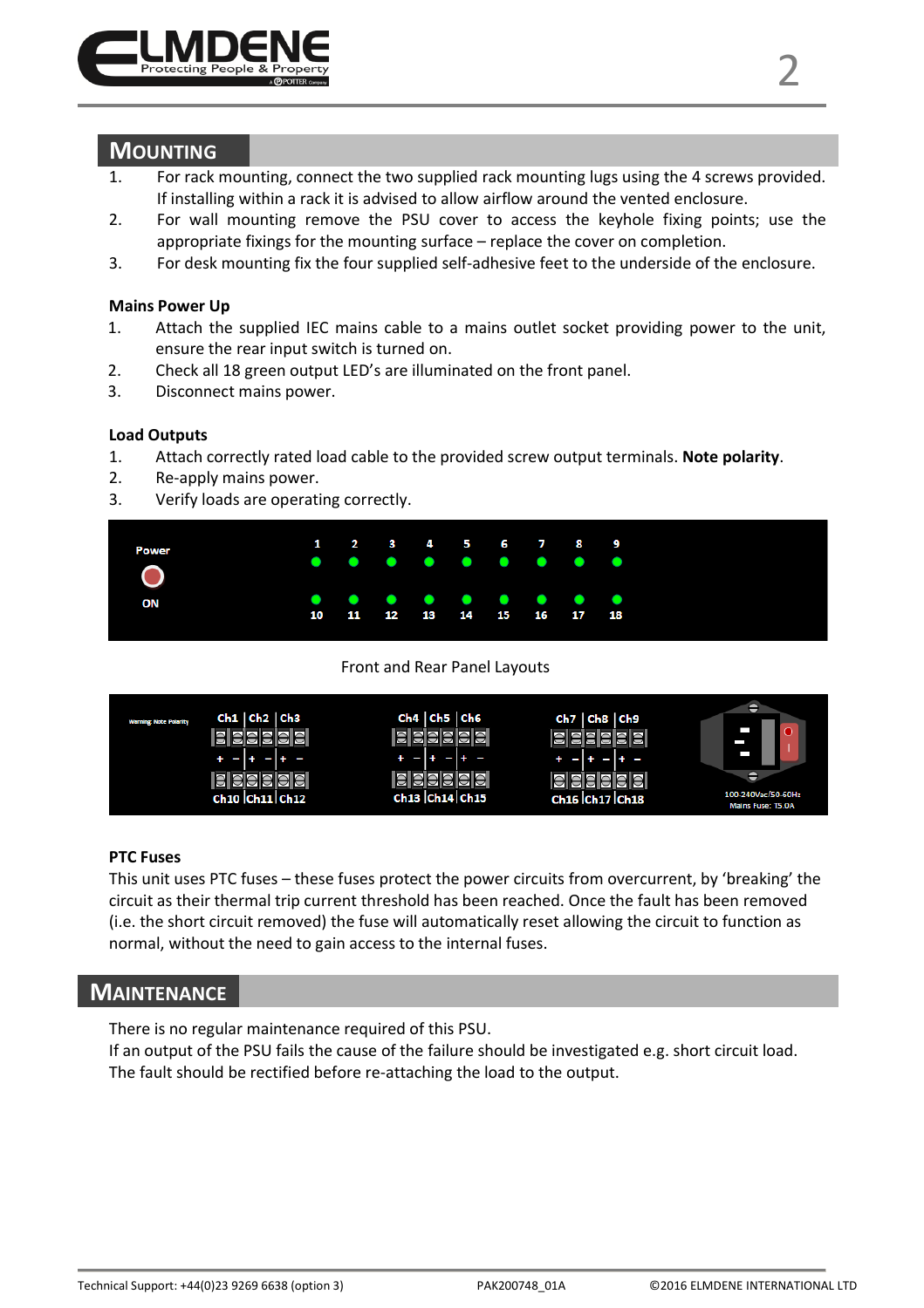## MOUNTING

1. For rack mounting, connect the two supplied rack mounting lugs using the 4 screws provided. If installing within a rack it is advised to allow airflow around the vented enclosure.
2. For wall mounting remove the PSU cover to access the keyhole fixing points; use the appropriate fixings for the mounting surface – replace the cover on completion.
3. For desk mounting fix the four supplied self-adhesive feet to the underside of the enclosure.

### Mains Power Up

1. Attach the supplied IEC mains cable to a mains outlet socket providing power to the unit, ensure the rear input switch is turned on.
2. Check all 18 green output LED's are illuminated on the front panel.
3. Disconnect mains power.

### Load Outputs

1. Attach correctly rated load cable to the provided screw output terminals. **Note polarity**.
2. Re-apply mains power.
3. Verify loads are operating correctly.

Front and Rear Panel Layouts

### PTC Fuses

This unit uses PTC fuses – these fuses protect the power circuits from overcurrent, by 'breaking' the circuit as their thermal trip current threshold has been reached. Once the fault has been removed (i.e. the short circuit removed) the fuse will automatically reset allowing the circuit to function as normal, without the need to gain access to the internal fuses.

## MAINTENANCE

There is no regular maintenance required of this PSU.
If an output of the PSU fails the cause of the failure should be investigated e.g. short circuit load. The fault should be rectified before re-attaching the load to the output.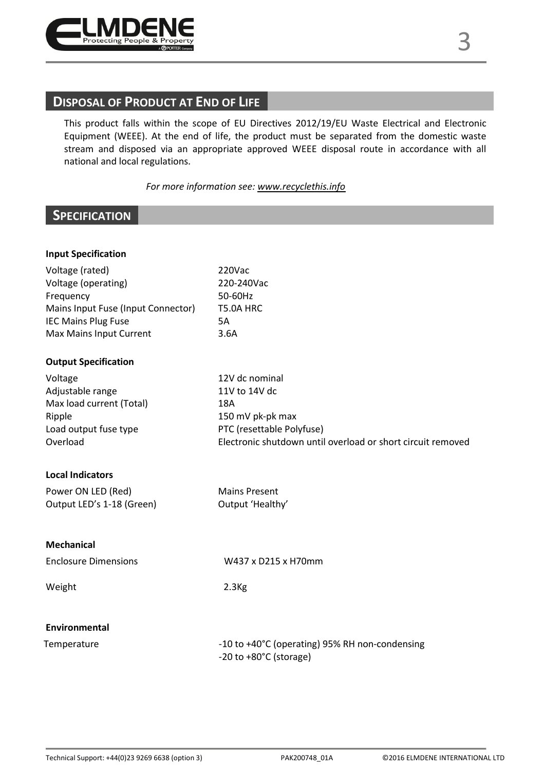## Disposal of Product at End of Life

This product falls within the scope of EU Directives 2012/19/EU Waste Electrical and Electronic Equipment (WEEE). At the end of life, the product must be separated from the domestic waste stream and disposed via an appropriate approved WEEE disposal route in accordance with all national and local regulations.

*For more information see: www.recyclethis.info*

## Specification

**Input Specification**

| | |
|---|---|
| Voltage (rated) | 220Vac |
| Voltage (operating) | 220-240Vac |
| Frequency | 50-60Hz |
| Mains Input Fuse (Input Connector) | T5.0A HRC |
| IEC Mains Plug Fuse | 5A |
| Max Mains Input Current | 3.6A |

**Output Specification**

| | |
|---|---|
| Voltage | 12V dc nominal |
| Adjustable range | 11V to 14V dc |
| Max load current (Total) | 18A |
| Ripple | 150 mV pk-pk max |
| Load output fuse type | PTC (resettable Polyfuse) |
| Overload | Electronic shutdown until overload or short circuit removed |

**Local Indicators**

| | |
|---|---|
| Power ON LED (Red) | Mains Present |
| Output LED's 1-18 (Green) | Output 'Healthy' |

**Mechanical**

| | |
|---|---|
| Enclosure Dimensions | W437 x D215 x H70mm |
| Weight | 2.3Kg |

**Environmental**

| | |
|---|---|
| Temperature | -10 to +40°C (operating) 95% RH non-condensing<br>-20 to +80°C (storage) |

Technical Support: +44(0)23 9269 6638 (option 3) PAK200748_01A ©2016 ELMDENE INTERNATIONAL LTD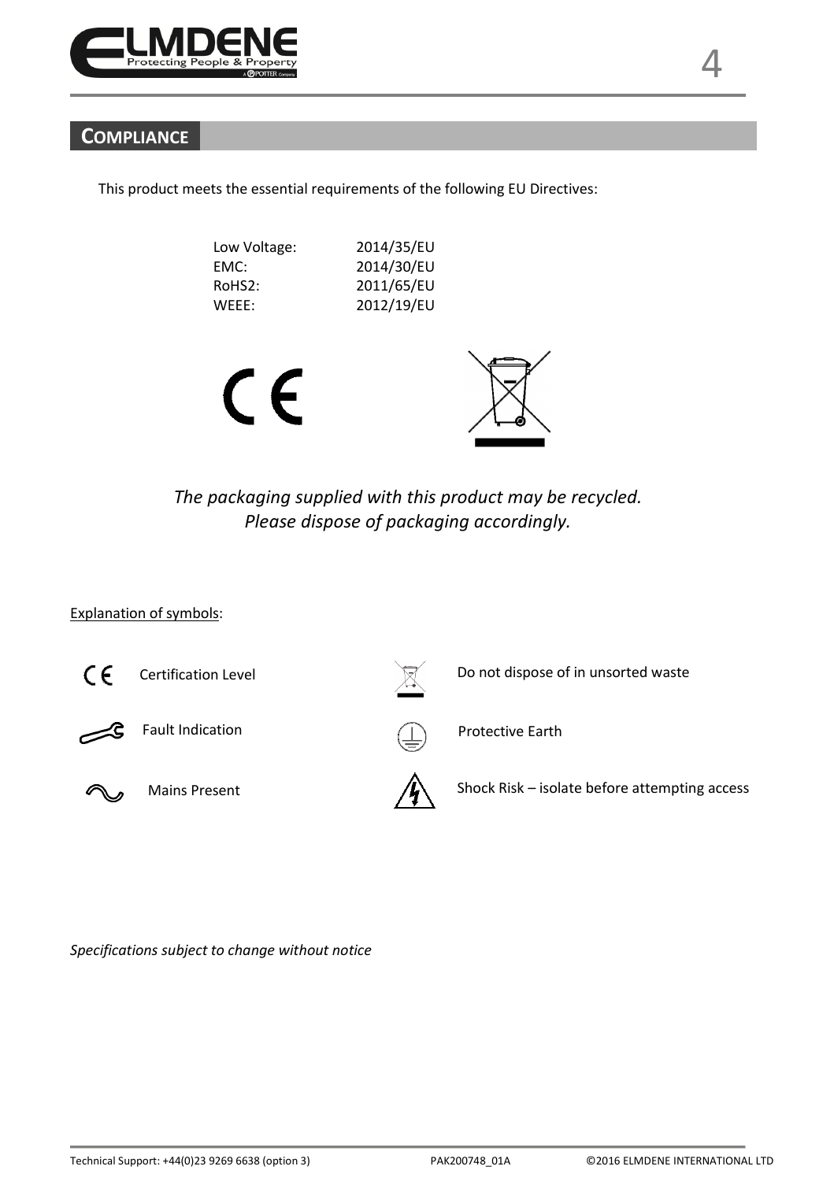## COMPLIANCE

This product meets the essential requirements of the following EU Directives:

| | |
|---|---|
| Low Voltage: | 2014/35/EU |
| EMC: | 2014/30/EU |
| RoHS2: | 2011/65/EU |
| WEEE: | 2012/19/EU |

*The packaging supplied with this product may be recycled.*
*Please dispose of packaging accordingly.*

Explanation of symbols:

| | | | |
|---|---|---|---|
| CE | Certification Level | | Do not dispose of in unsorted waste |
| | Fault Indication | | Protective Earth |
| | Mains Present | | Shock Risk – isolate before attempting access |

*Specifications subject to change without notice*

Technical Support: +44(0)23 9269 6638 (option 3) PAK200748_01A ©2016 ELMDENE INTERNATIONAL LTD